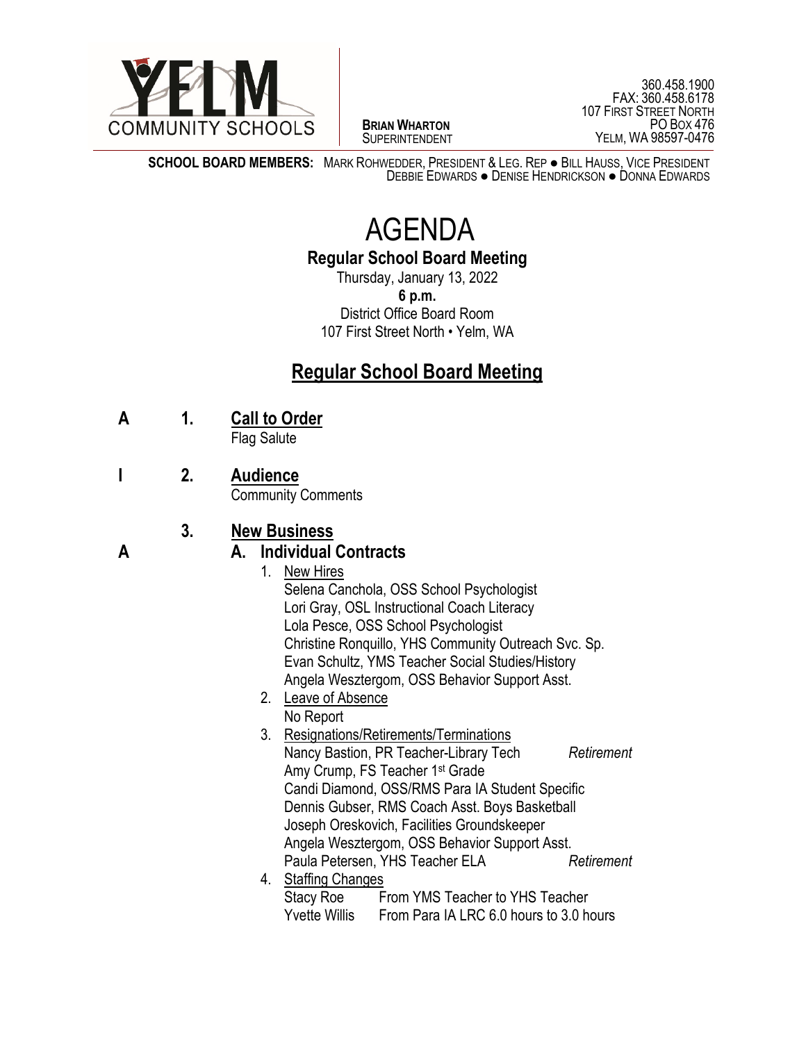YELM COMMUNITY SCHOOLS

**BRIAN WHARTON**
SUPERINTENDENT

360.458.1900
FAX: 360.458.6178
107 FIRST STREET NORTH
PO BOX 476
YELM, WA 98597-0476

**SCHOOL BOARD MEMBERS:** MARK ROHWEDDER, PRESIDENT & LEG. REP ● BILL HAUSS, VICE PRESIDENT
DEBBIE EDWARDS ● DENISE HENDRICKSON ● DONNA EDWARDS

# AGENDA

## Regular School Board Meeting

Thursday, January 13, 2022
**6 p.m.**
District Office Board Room
107 First Street North • Yelm, WA

## Regular School Board Meeting

**A** **1. Call to Order**
Flag Salute

**I** **2. Audience**
Community Comments

**3. New Business**

**A** **A. Individual Contracts**

1. New Hires
   Selena Canchola, OSS School Psychologist
   Lori Gray, OSL Instructional Coach Literacy
   Lola Pesce, OSS School Psychologist
   Christine Ronquillo, YHS Community Outreach Svc. Sp.
   Evan Schultz, YMS Teacher Social Studies/History
   Angela Wesztergom, OSS Behavior Support Asst.
2. Leave of Absence
   No Report
3. Resignations/Retirements/Terminations
   Nancy Bastion, PR Teacher-Library Tech *Retirement*
   Amy Crump, FS Teacher 1st Grade
   Candi Diamond, OSS/RMS Para IA Student Specific
   Dennis Gubser, RMS Coach Asst. Boys Basketball
   Joseph Oreskovich, Facilities Groundskeeper
   Angela Wesztergom, OSS Behavior Support Asst.
   Paula Petersen, YHS Teacher ELA *Retirement*
4. Staffing Changes
   Stacy Roe From YMS Teacher to YHS Teacher
   Yvette Willis From Para IA LRC 6.0 hours to 3.0 hours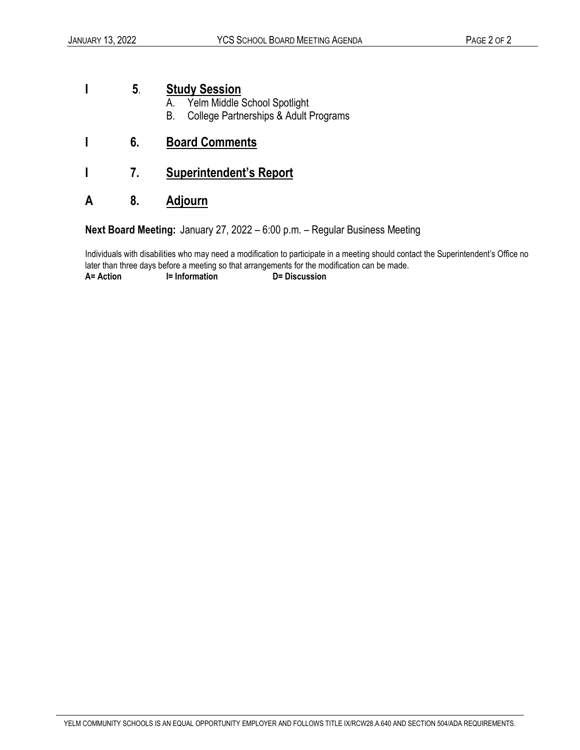I **5**. **Study Session**

A. Yelm Middle School Spotlight

B. College Partnerships & Adult Programs

I **6.** **Board Comments**

I **7.** **Superintendent's Report**

A **8.** **Adjourn**

**Next Board Meeting:** January 27, 2022 – 6:00 p.m. – Regular Business Meeting

Individuals with disabilities who may need a modification to participate in a meeting should contact the Superintendent's Office no later than three days before a meeting so that arrangements for the modification can be made.

**A= Action** **I= Information** **D= Discussion**

YELM COMMUNITY SCHOOLS IS AN EQUAL OPPORTUNITY EMPLOYER AND FOLLOWS TITLE IX/RCW28.A.640 AND SECTION 504/ADA REQUIREMENTS.